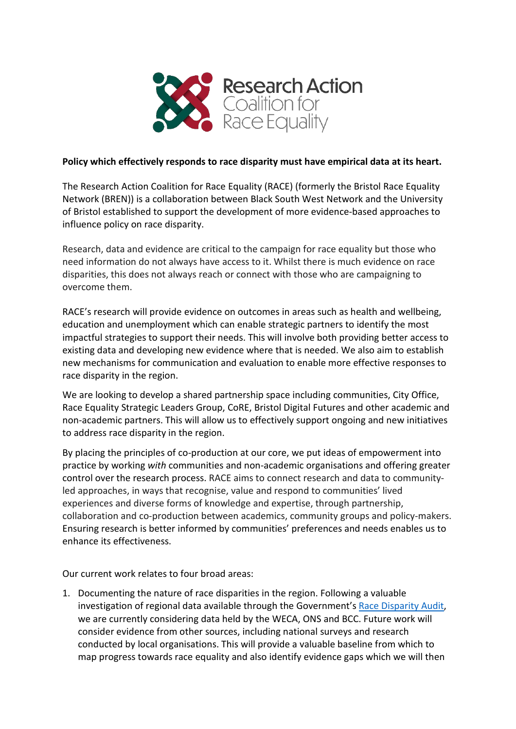Research Action Coalition for Race Equality

**Policy which effectively responds to race disparity must have empirical data at its heart.**

The Research Action Coalition for Race Equality (RACE) (formerly the Bristol Race Equality Network (BREN)) is a collaboration between Black South West Network and the University of Bristol established to support the development of more evidence-based approaches to influence policy on race disparity.

Research, data and evidence are critical to the campaign for race equality but those who need information do not always have access to it. Whilst there is much evidence on race disparities, this does not always reach or connect with those who are campaigning to overcome them.

RACE's research will provide evidence on outcomes in areas such as health and wellbeing, education and unemployment which can enable strategic partners to identify the most impactful strategies to support their needs. This will involve both providing better access to existing data and developing new evidence where that is needed. We also aim to establish new mechanisms for communication and evaluation to enable more effective responses to race disparity in the region.

We are looking to develop a shared partnership space including communities, City Office, Race Equality Strategic Leaders Group, CoRE, Bristol Digital Futures and other academic and non-academic partners. This will allow us to effectively support ongoing and new initiatives to address race disparity in the region.

By placing the principles of co-production at our core, we put ideas of empowerment into practice by working *with* communities and non-academic organisations and offering greater control over the research process. RACE aims to connect research and data to community-led approaches, in ways that recognise, value and respond to communities' lived experiences and diverse forms of knowledge and expertise, through partnership, collaboration and co-production between academics, community groups and policy-makers. Ensuring research is better informed by communities' preferences and needs enables us to enhance its effectiveness.

Our current work relates to four broad areas:

1. Documenting the nature of race disparities in the region. Following a valuable investigation of regional data available through the Government's Race Disparity Audit, we are currently considering data held by the WECA, ONS and BCC. Future work will consider evidence from other sources, including national surveys and research conducted by local organisations. This will provide a valuable baseline from which to map progress towards race equality and also identify evidence gaps which we will then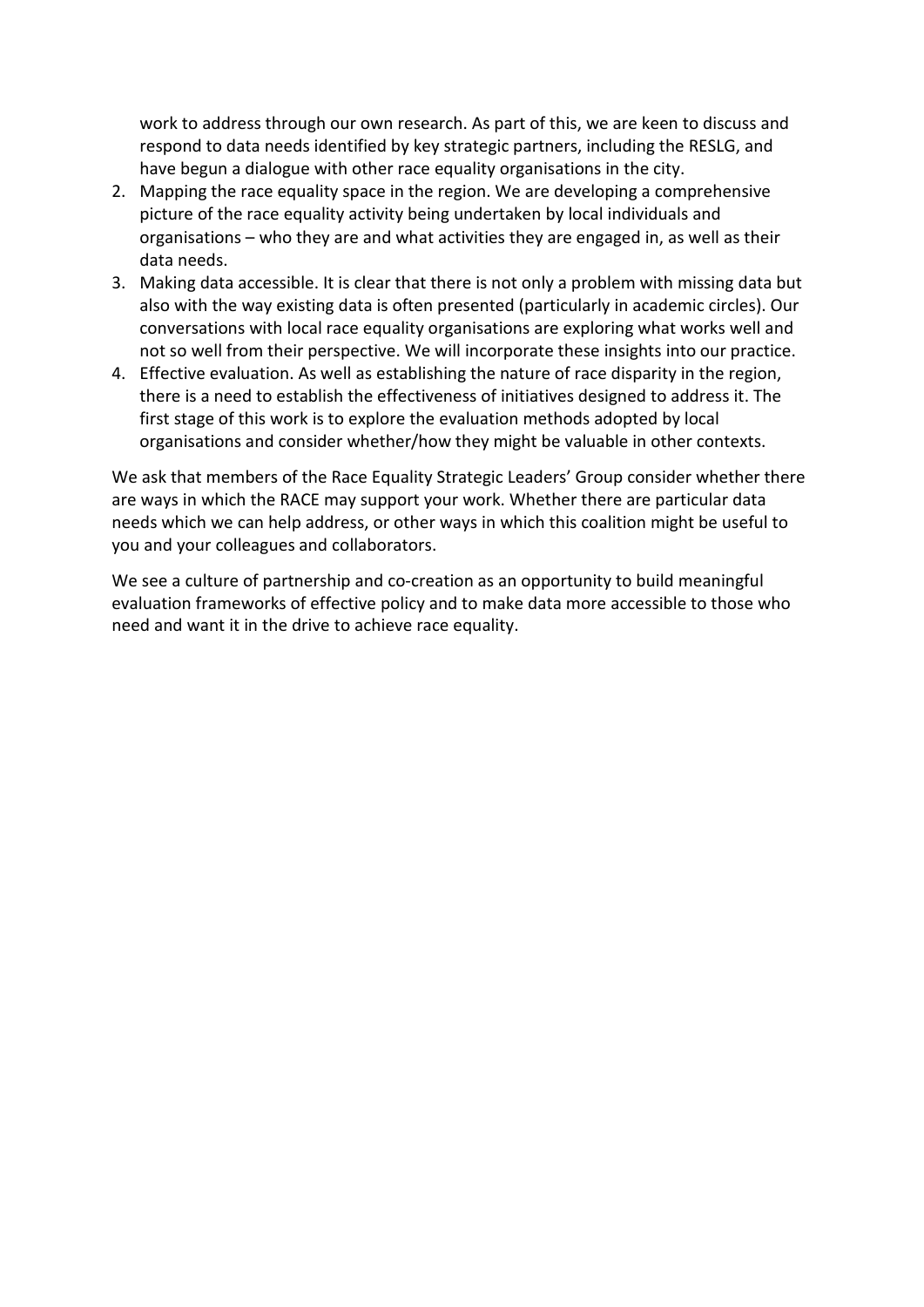work to address through our own research. As part of this, we are keen to discuss and respond to data needs identified by key strategic partners, including the RESLG, and have begun a dialogue with other race equality organisations in the city.

2. Mapping the race equality space in the region. We are developing a comprehensive picture of the race equality activity being undertaken by local individuals and organisations – who they are and what activities they are engaged in, as well as their data needs.
3. Making data accessible. It is clear that there is not only a problem with missing data but also with the way existing data is often presented (particularly in academic circles). Our conversations with local race equality organisations are exploring what works well and not so well from their perspective. We will incorporate these insights into our practice.
4. Effective evaluation. As well as establishing the nature of race disparity in the region, there is a need to establish the effectiveness of initiatives designed to address it. The first stage of this work is to explore the evaluation methods adopted by local organisations and consider whether/how they might be valuable in other contexts.

We ask that members of the Race Equality Strategic Leaders' Group consider whether there are ways in which the RACE may support your work. Whether there are particular data needs which we can help address, or other ways in which this coalition might be useful to you and your colleagues and collaborators.

We see a culture of partnership and co-creation as an opportunity to build meaningful evaluation frameworks of effective policy and to make data more accessible to those who need and want it in the drive to achieve race equality.